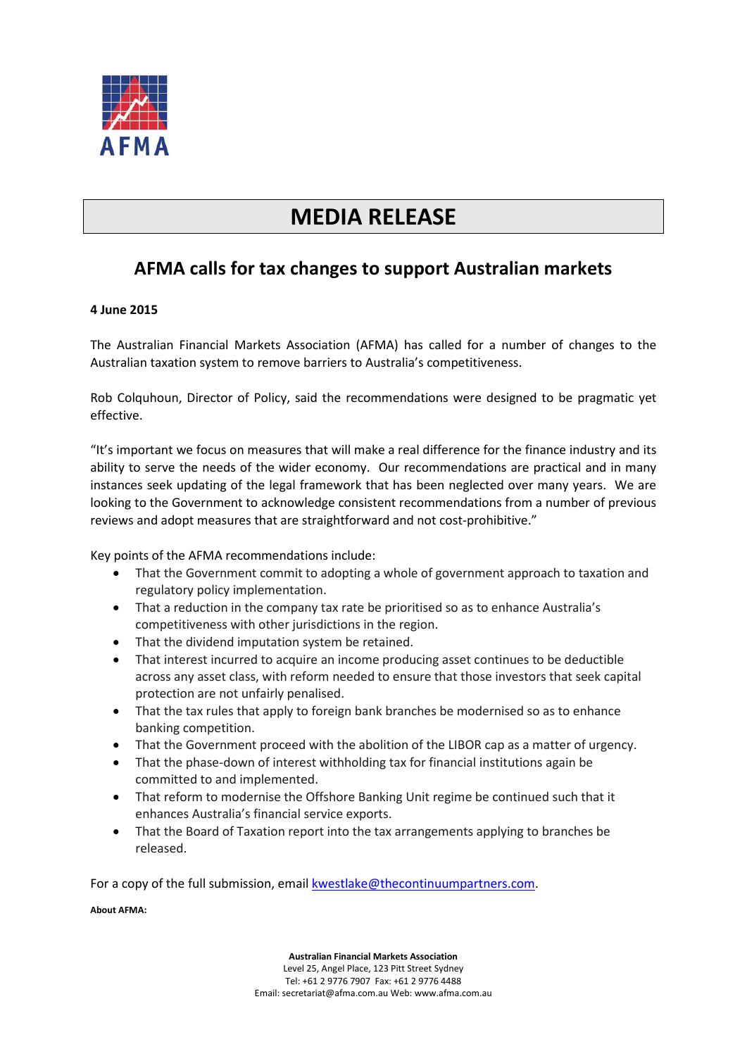AFMA

# MEDIA RELEASE

## AFMA calls for tax changes to support Australian markets

**4 June 2015**

The Australian Financial Markets Association (AFMA) has called for a number of changes to the Australian taxation system to remove barriers to Australia's competitiveness.

Rob Colquhoun, Director of Policy, said the recommendations were designed to be pragmatic yet effective.

"It's important we focus on measures that will make a real difference for the finance industry and its ability to serve the needs of the wider economy. Our recommendations are practical and in many instances seek updating of the legal framework that has been neglected over many years. We are looking to the Government to acknowledge consistent recommendations from a number of previous reviews and adopt measures that are straightforward and not cost-prohibitive."

Key points of the AFMA recommendations include:

- That the Government commit to adopting a whole of government approach to taxation and regulatory policy implementation.
- That a reduction in the company tax rate be prioritised so as to enhance Australia's competitiveness with other jurisdictions in the region.
- That the dividend imputation system be retained.
- That interest incurred to acquire an income producing asset continues to be deductible across any asset class, with reform needed to ensure that those investors that seek capital protection are not unfairly penalised.
- That the tax rules that apply to foreign bank branches be modernised so as to enhance banking competition.
- That the Government proceed with the abolition of the LIBOR cap as a matter of urgency.
- That the phase-down of interest withholding tax for financial institutions again be committed to and implemented.
- That reform to modernise the Offshore Banking Unit regime be continued such that it enhances Australia's financial service exports.
- That the Board of Taxation report into the tax arrangements applying to branches be released.

For a copy of the full submission, email kwestlake@thecontinuumpartners.com.

**About AFMA:**

**Australian Financial Markets Association**
Level 25, Angel Place, 123 Pitt Street Sydney
Tel: +61 2 9776 7907 Fax: +61 2 9776 4488
Email: secretariat@afma.com.au Web: www.afma.com.au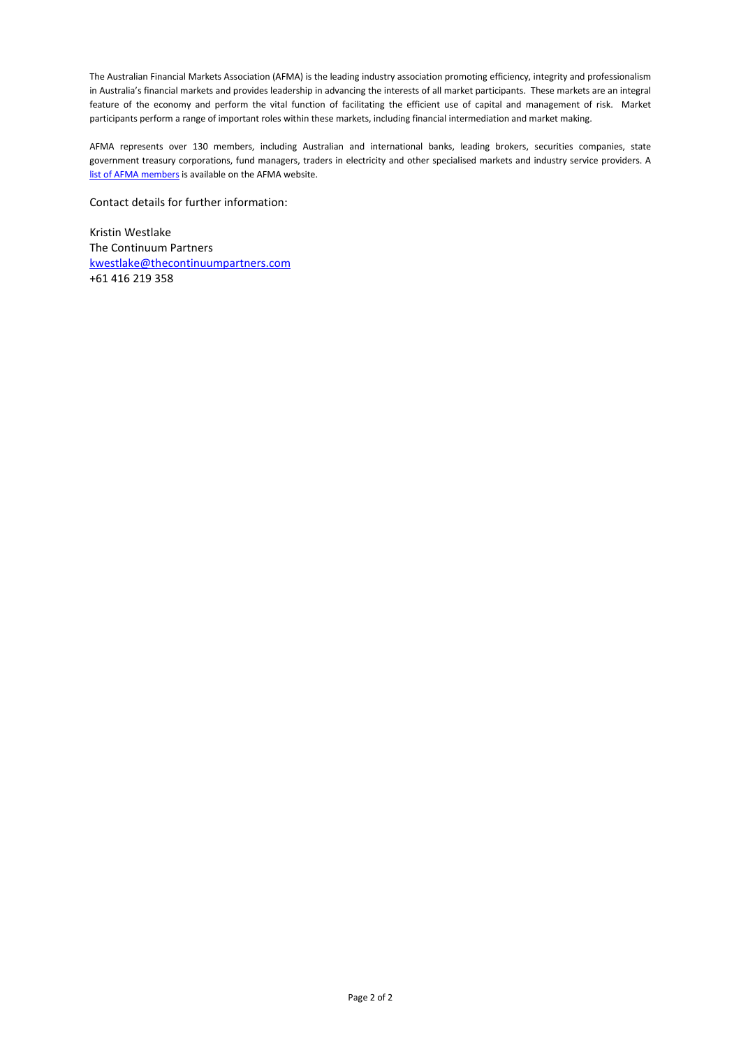The Australian Financial Markets Association (AFMA) is the leading industry association promoting efficiency, integrity and professionalism in Australia's financial markets and provides leadership in advancing the interests of all market participants. These markets are an integral feature of the economy and perform the vital function of facilitating the efficient use of capital and management of risk. Market participants perform a range of important roles within these markets, including financial intermediation and market making.

AFMA represents over 130 members, including Australian and international banks, leading brokers, securities companies, state government treasury corporations, fund managers, traders in electricity and other specialised markets and industry service providers. A list of AFMA members is available on the AFMA website.

Contact details for further information:

Kristin Westlake
The Continuum Partners
kwestlake@thecontinuumpartners.com
+61 416 219 358